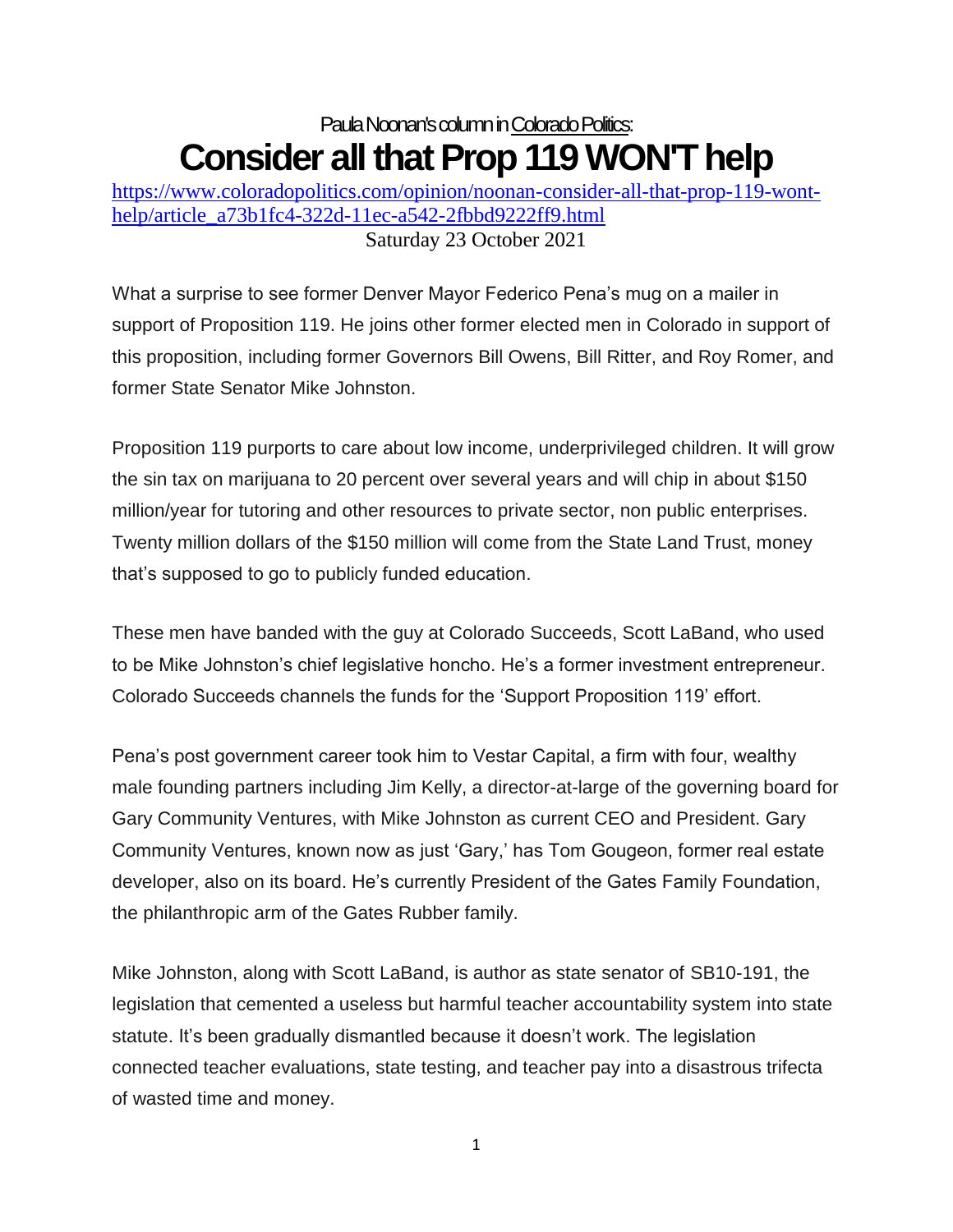Paula Noonan's column in Colorado Politics:

# Consider all that Prop 119 WON'T help

https://www.coloradopolitics.com/opinion/noonan-consider-all-that-prop-119-wont-help/article_a73b1fc4-322d-11ec-a542-2fbbd9222ff9.html

Saturday 23 October 2021

What a surprise to see former Denver Mayor Federico Pena's mug on a mailer in support of Proposition 119. He joins other former elected men in Colorado in support of this proposition, including former Governors Bill Owens, Bill Ritter, and Roy Romer, and former State Senator Mike Johnston.

Proposition 119 purports to care about low income, underprivileged children. It will grow the sin tax on marijuana to 20 percent over several years and will chip in about $150 million/year for tutoring and other resources to private sector, non public enterprises. Twenty million dollars of the $150 million will come from the State Land Trust, money that's supposed to go to publicly funded education.

These men have banded with the guy at Colorado Succeeds, Scott LaBand, who used to be Mike Johnston's chief legislative honcho. He's a former investment entrepreneur. Colorado Succeeds channels the funds for the 'Support Proposition 119' effort.

Pena's post government career took him to Vestar Capital, a firm with four, wealthy male founding partners including Jim Kelly, a director-at-large of the governing board for Gary Community Ventures, with Mike Johnston as current CEO and President. Gary Community Ventures, known now as just 'Gary,' has Tom Gougeon, former real estate developer, also on its board. He's currently President of the Gates Family Foundation, the philanthropic arm of the Gates Rubber family.

Mike Johnston, along with Scott LaBand, is author as state senator of SB10-191, the legislation that cemented a useless but harmful teacher accountability system into state statute. It's been gradually dismantled because it doesn't work. The legislation connected teacher evaluations, state testing, and teacher pay into a disastrous trifecta of wasted time and money.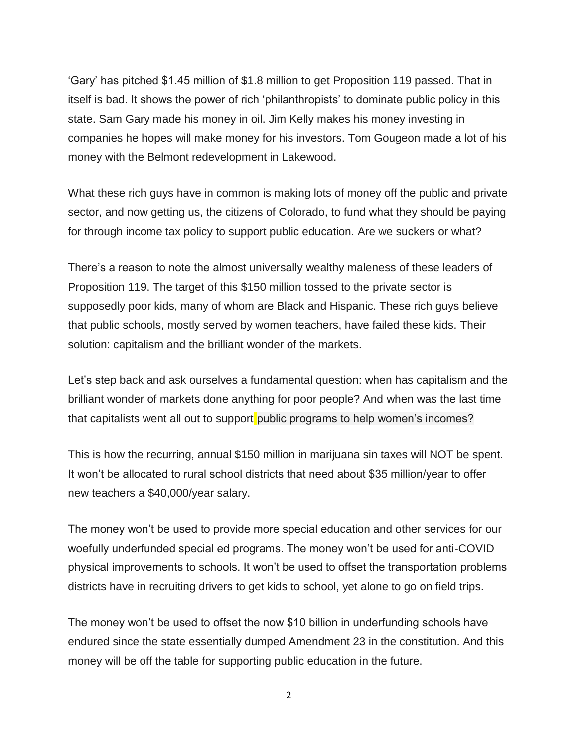'Gary' has pitched $1.45 million of $1.8 million to get Proposition 119 passed. That in itself is bad. It shows the power of rich 'philanthropists' to dominate public policy in this state. Sam Gary made his money in oil. Jim Kelly makes his money investing in companies he hopes will make money for his investors. Tom Gougeon made a lot of his money with the Belmont redevelopment in Lakewood.

What these rich guys have in common is making lots of money off the public and private sector, and now getting us, the citizens of Colorado, to fund what they should be paying for through income tax policy to support public education. Are we suckers or what?

There's a reason to note the almost universally wealthy maleness of these leaders of Proposition 119. The target of this $150 million tossed to the private sector is supposedly poor kids, many of whom are Black and Hispanic. These rich guys believe that public schools, mostly served by women teachers, have failed these kids. Their solution: capitalism and the brilliant wonder of the markets.

Let's step back and ask ourselves a fundamental question: when has capitalism and the brilliant wonder of markets done anything for poor people? And when was the last time that capitalists went all out to support public programs to help women's incomes?

This is how the recurring, annual $150 million in marijuana sin taxes will NOT be spent. It won't be allocated to rural school districts that need about $35 million/year to offer new teachers a $40,000/year salary.

The money won't be used to provide more special education and other services for our woefully underfunded special ed programs. The money won't be used for anti-COVID physical improvements to schools. It won't be used to offset the transportation problems districts have in recruiting drivers to get kids to school, yet alone to go on field trips.

The money won't be used to offset the now $10 billion in underfunding schools have endured since the state essentially dumped Amendment 23 in the constitution. And this money will be off the table for supporting public education in the future.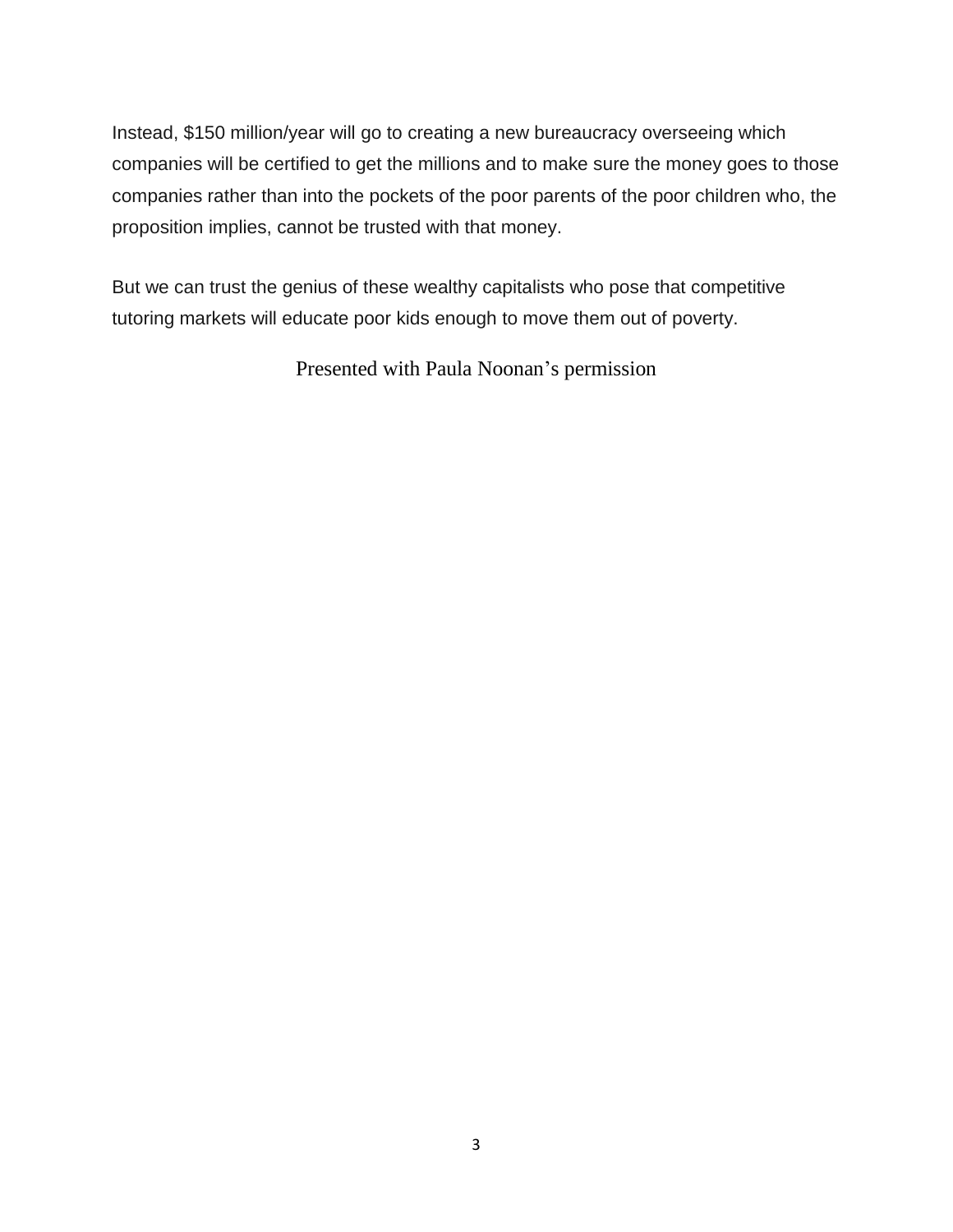Instead, $150 million/year will go to creating a new bureaucracy overseeing which companies will be certified to get the millions and to make sure the money goes to those companies rather than into the pockets of the poor parents of the poor children who, the proposition implies, cannot be trusted with that money.

But we can trust the genius of these wealthy capitalists who pose that competitive tutoring markets will educate poor kids enough to move them out of poverty.

Presented with Paula Noonan's permission